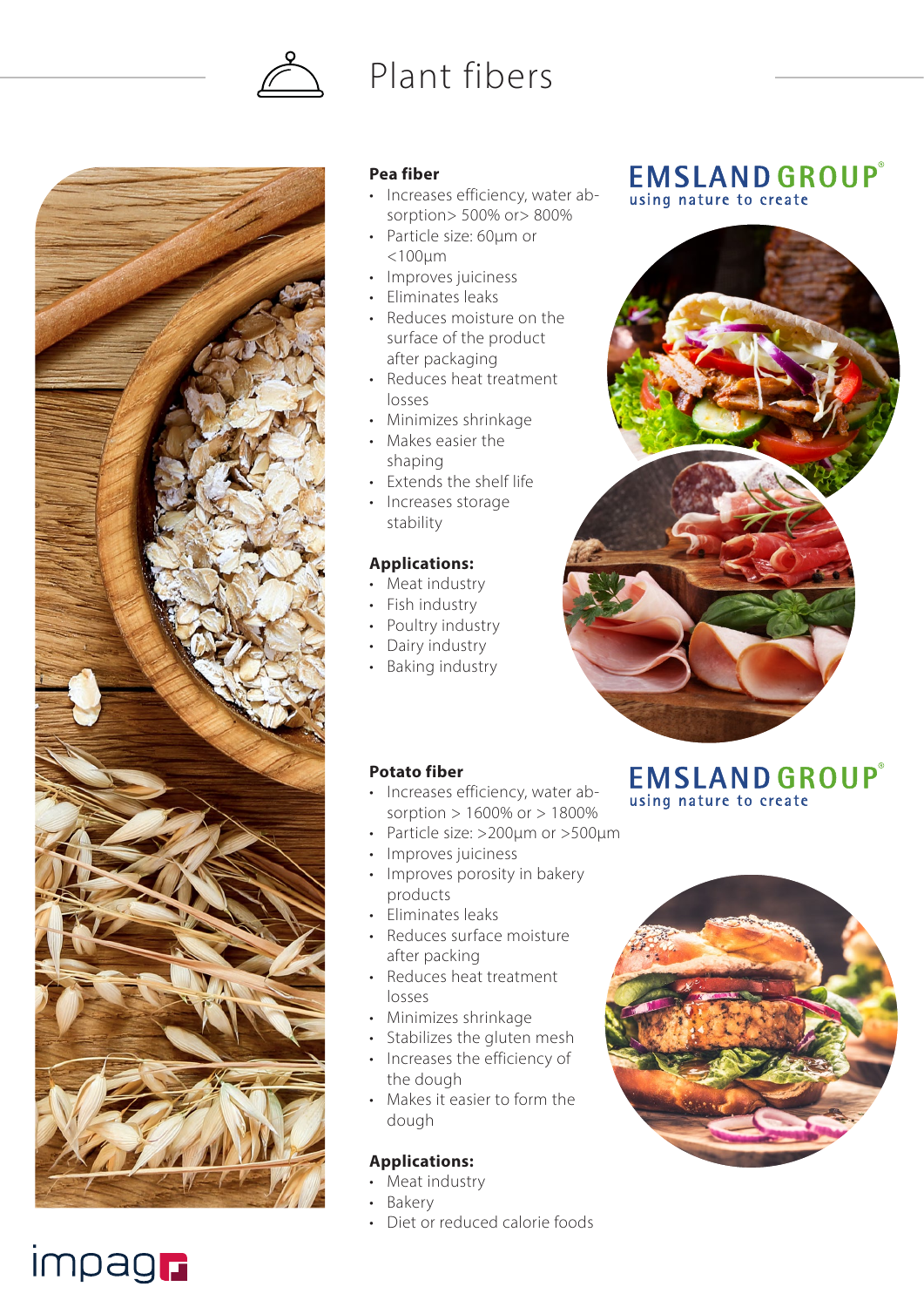# Plant fibers

EMSLAND GROUP
using nature to create

## Pea fiber

- Increases efficiency, water absorption> 500% or> 800%
- Particle size: 60µm or <100µm
- Improves juiciness
- Eliminates leaks
- Reduces moisture on the surface of the product after packaging
- Reduces heat treatment losses
- Minimizes shrinkage
- Makes easier the shaping
- Extends the shelf life
- Increases storage stability

**Applications:**

- Meat industry
- Fish industry
- Poultry industry
- Dairy industry
- Baking industry

EMSLAND GROUP
using nature to create

## Potato fiber

- Increases efficiency, water absorption > 1600% or > 1800%
- Particle size: >200µm or >500µm
- Improves juiciness
- Improves porosity in bakery products
- Eliminates leaks
- Reduces surface moisture after packing
- Reduces heat treatment losses
- Minimizes shrinkage
- Stabilizes the gluten mesh
- Increases the efficiency of the dough
- Makes it easier to form the dough

**Applications:**

- Meat industry
- Bakery
- Diet or reduced calorie foods

impag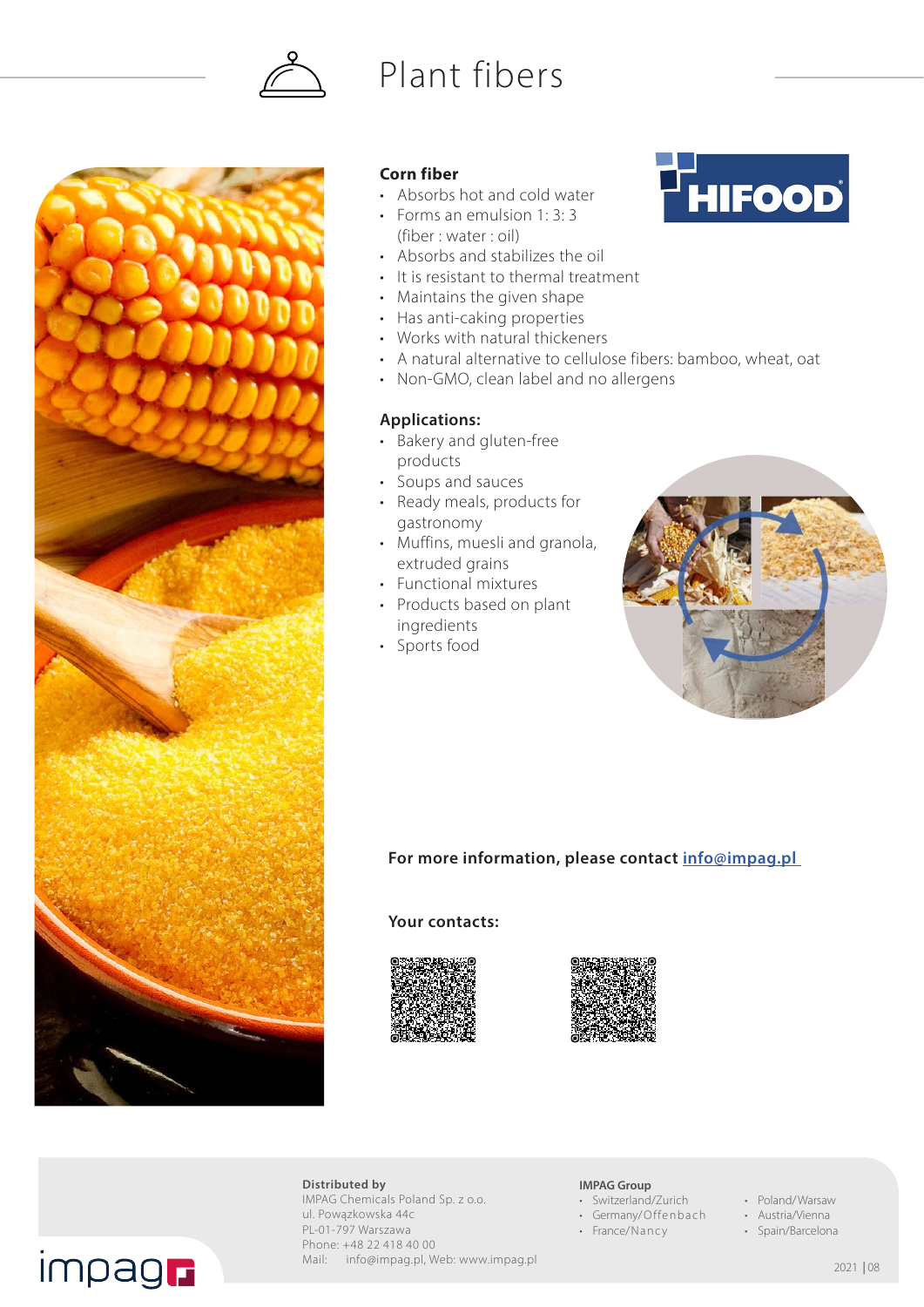# Plant fibers

### Corn fiber

- Absorbs hot and cold water
- Forms an emulsion 1: 3: 3 (fiber : water : oil)
- Absorbs and stabilizes the oil
- It is resistant to thermal treatment
- Maintains the given shape
- Has anti-caking properties
- Works with natural thickeners
- A natural alternative to cellulose fibers: bamboo, wheat, oat
- Non-GMO, clean label and no allergens

### Applications:

- Bakery and gluten-free products
- Soups and sauces
- Ready meals, products for gastronomy
- Muffins, muesli and granola, extruded grains
- Functional mixtures
- Products based on plant ingredients
- Sports food

**For more information, please contact info@impag.pl**

**Your contacts:**

**Distributed by**
IMPAG Chemicals Poland Sp. z o.o.
ul. Powązkowska 44c
PL-01-797 Warszawa
Phone: +48 22 418 40 00
Mail: info@impag.pl, Web: www.impag.pl

**IMPAG Group**

- Switzerland/Zurich
- Germany/Offenbach
- France/Nancy
- Poland/Warsaw
- Austria/Vienna
- Spain/Barcelona

2021 | 08